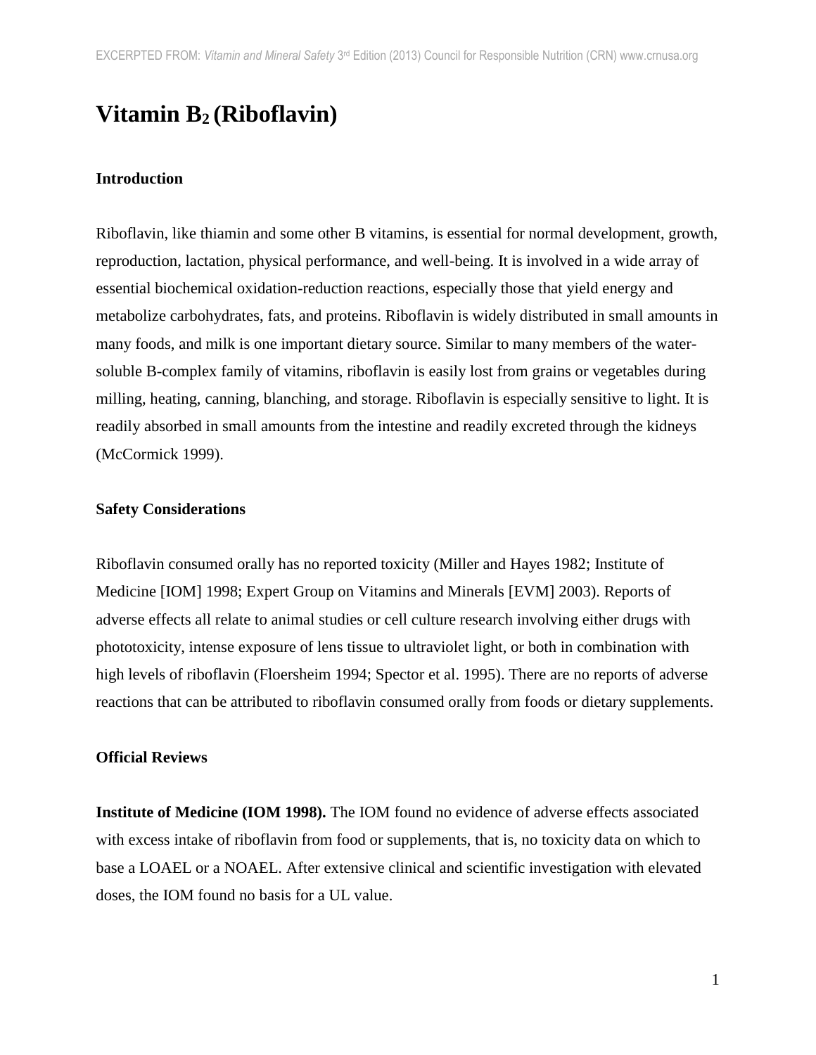# Vitamin $B_2$ (Riboflavin)

## Introduction

Riboflavin, like thiamin and some other B vitamins, is essential for normal development, growth, reproduction, lactation, physical performance, and well-being. It is involved in a wide array of essential biochemical oxidation-reduction reactions, especially those that yield energy and metabolize carbohydrates, fats, and proteins. Riboflavin is widely distributed in small amounts in many foods, and milk is one important dietary source. Similar to many members of the water-soluble B-complex family of vitamins, riboflavin is easily lost from grains or vegetables during milling, heating, canning, blanching, and storage. Riboflavin is especially sensitive to light. It is readily absorbed in small amounts from the intestine and readily excreted through the kidneys (McCormick 1999).

## Safety Considerations

Riboflavin consumed orally has no reported toxicity (Miller and Hayes 1982; Institute of Medicine [IOM] 1998; Expert Group on Vitamins and Minerals [EVM] 2003). Reports of adverse effects all relate to animal studies or cell culture research involving either drugs with phototoxicity, intense exposure of lens tissue to ultraviolet light, or both in combination with high levels of riboflavin (Floersheim 1994; Spector et al. 1995). There are no reports of adverse reactions that can be attributed to riboflavin consumed orally from foods or dietary supplements.

## Official Reviews

**Institute of Medicine (IOM 1998).** The IOM found no evidence of adverse effects associated with excess intake of riboflavin from food or supplements, that is, no toxicity data on which to base a LOAEL or a NOAEL. After extensive clinical and scientific investigation with elevated doses, the IOM found no basis for a UL value.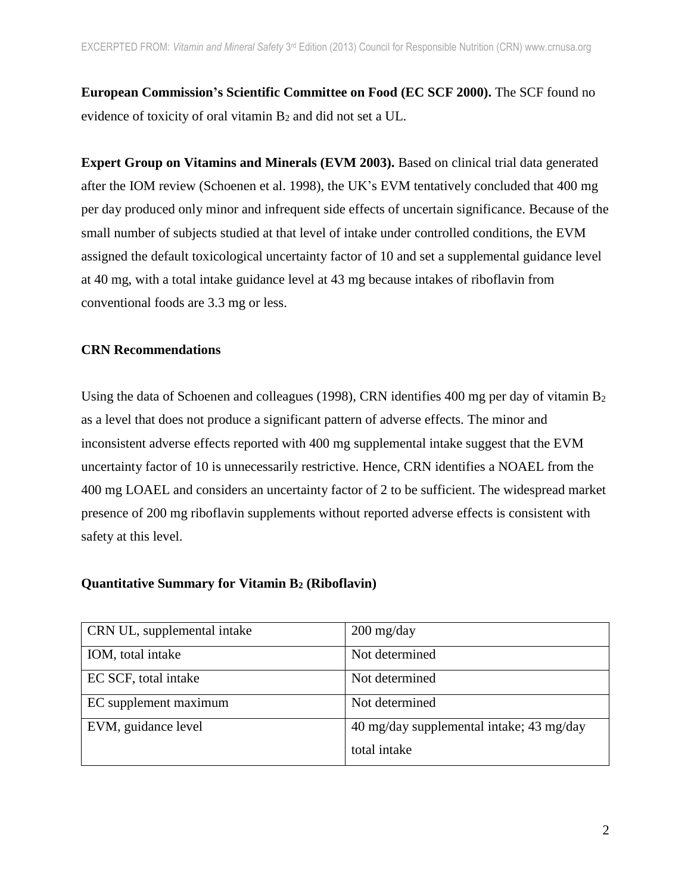**European Commission's Scientific Committee on Food (EC SCF 2000).** The SCF found no evidence of toxicity of oral vitamin $B_2$ and did not set a UL.

**Expert Group on Vitamins and Minerals (EVM 2003).** Based on clinical trial data generated after the IOM review (Schoenen et al. 1998), the UK's EVM tentatively concluded that 400 mg per day produced only minor and infrequent side effects of uncertain significance. Because of the small number of subjects studied at that level of intake under controlled conditions, the EVM assigned the default toxicological uncertainty factor of 10 and set a supplemental guidance level at 40 mg, with a total intake guidance level at 43 mg because intakes of riboflavin from conventional foods are 3.3 mg or less.

## CRN Recommendations

Using the data of Schoenen and colleagues (1998), CRN identifies 400 mg per day of vitamin $B_2$ as a level that does not produce a significant pattern of adverse effects. The minor and inconsistent adverse effects reported with 400 mg supplemental intake suggest that the EVM uncertainty factor of 10 is unnecessarily restrictive. Hence, CRN identifies a NOAEL from the 400 mg LOAEL and considers an uncertainty factor of 2 to be sufficient. The widespread market presence of 200 mg riboflavin supplements without reported adverse effects is consistent with safety at this level.

## Quantitative Summary for Vitamin $B_2$ (Riboflavin)

| CRN UL, supplemental intake | 200 mg/day |
|---|---|
| IOM, total intake | Not determined |
| EC SCF, total intake | Not determined |
| EC supplement maximum | Not determined |
| EVM, guidance level | 40 mg/day supplemental intake; 43 mg/day total intake |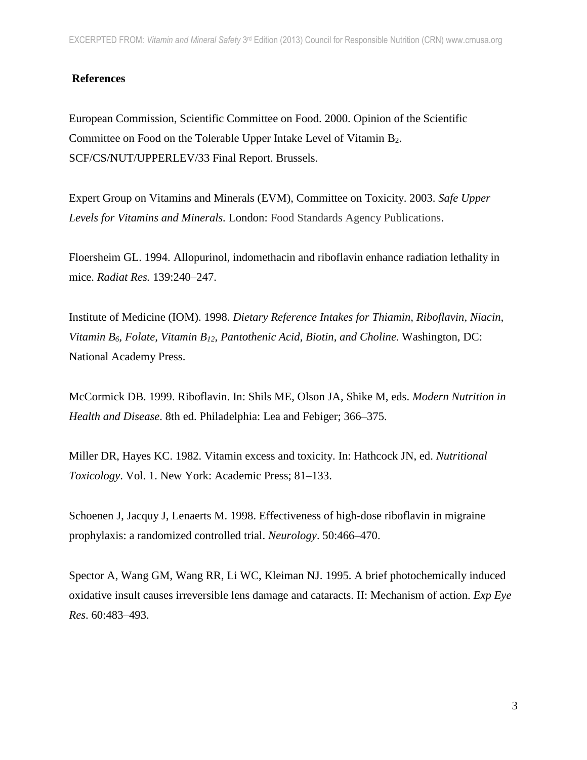## References

European Commission, Scientific Committee on Food. 2000. Opinion of the Scientific Committee on Food on the Tolerable Upper Intake Level of Vitamin $B_2$. SCF/CS/NUT/UPPERLEV/33 Final Report. Brussels.

Expert Group on Vitamins and Minerals (EVM), Committee on Toxicity. 2003. *Safe Upper Levels for Vitamins and Minerals.* London: Food Standards Agency Publications.

Floersheim GL. 1994. Allopurinol, indomethacin and riboflavin enhance radiation lethality in mice. *Radiat Res.* 139:240–247.

Institute of Medicine (IOM). 1998. *Dietary Reference Intakes for Thiamin, Riboflavin, Niacin, Vitamin $B_6$, Folate, Vitamin $B_{12}$, Pantothenic Acid, Biotin, and Choline.* Washington, DC: National Academy Press.

McCormick DB. 1999. Riboflavin. In: Shils ME, Olson JA, Shike M, eds. *Modern Nutrition in Health and Disease*. 8th ed. Philadelphia: Lea and Febiger; 366–375.

Miller DR, Hayes KC. 1982. Vitamin excess and toxicity. In: Hathcock JN, ed. *Nutritional Toxicology*. Vol. 1. New York: Academic Press; 81–133.

Schoenen J, Jacquy J, Lenaerts M. 1998. Effectiveness of high-dose riboflavin in migraine prophylaxis: a randomized controlled trial. *Neurology*. 50:466–470.

Spector A, Wang GM, Wang RR, Li WC, Kleiman NJ. 1995. A brief photochemically induced oxidative insult causes irreversible lens damage and cataracts. II: Mechanism of action. *Exp Eye Res*. 60:483–493.